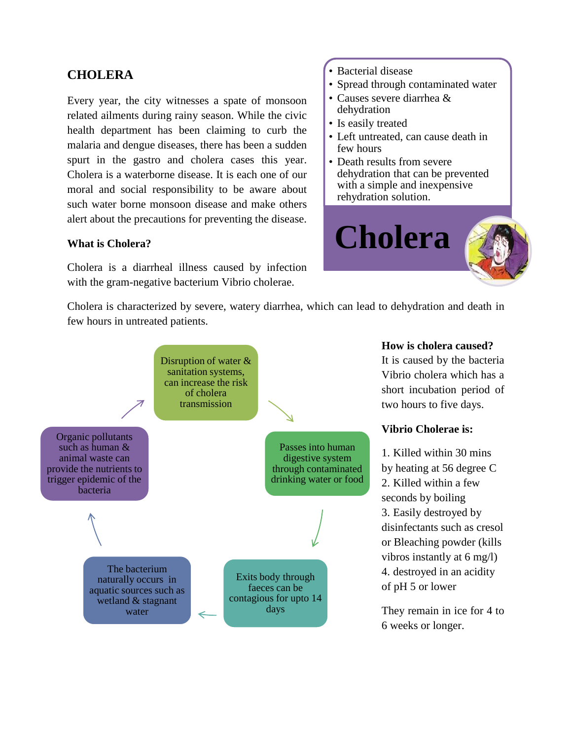# CHOLERA

Every year, the city witnesses a spate of monsoon related ailments during rainy season. While the civic health department has been claiming to curb the malaria and dengue diseases, there has been a sudden spurt in the gastro and cholera cases this year. Cholera is a waterborne disease. It is each one of our moral and social responsibility to be aware about such water borne monsoon disease and make others alert about the precautions for preventing the disease.

- Bacterial disease
- Spread through contaminated water
- Causes severe diarrhea & dehydration
- Is easily treated
- Left untreated, can cause death in few hours
- Death results from severe dehydration that can be prevented with a simple and inexpensive rehydration solution.

**Cholera**

### What is Cholera?

Cholera is a diarrheal illness caused by infection with the gram-negative bacterium Vibrio cholerae.

Cholera is characterized by severe, watery diarrhea, which can lead to dehydration and death in few hours in untreated patients.

- Disruption of water & sanitation systems, can increase the risk of cholera transmission
- Passes into human digestive system through contaminated drinking water or food
- Exits body through faeces can be contagious for upto 14 days
- The bacterium naturally occurs in aquatic sources such as wetland & stagnant water
- Organic pollutants such as human & animal waste can provide the nutrients to trigger epidemic of the bacteria

**How is cholera caused?**
It is caused by the bacteria Vibrio cholera which has a short incubation period of two hours to five days.

**Vibrio Cholerae is:**

1. Killed within 30 mins by heating at 56 degree C
2. Killed within a few seconds by boiling
3. Easily destroyed by disinfectants such as cresol or Bleaching powder (kills vibros instantly at 6 mg/l)
4. destroyed in an acidity of pH 5 or lower

They remain in ice for 4 to 6 weeks or longer.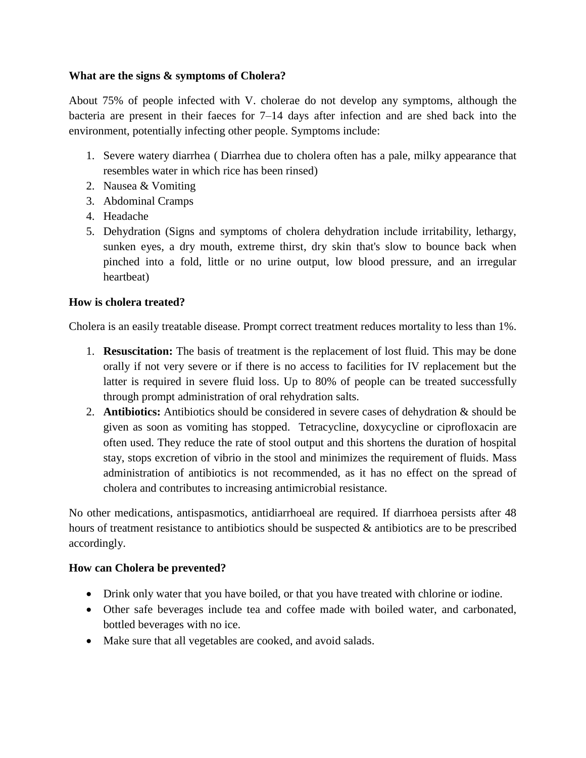**What are the signs & symptoms of Cholera?**

About 75% of people infected with V. cholerae do not develop any symptoms, although the bacteria are present in their faeces for 7–14 days after infection and are shed back into the environment, potentially infecting other people. Symptoms include:

1. Severe watery diarrhea ( Diarrhea due to cholera often has a pale, milky appearance that resembles water in which rice has been rinsed)
2. Nausea & Vomiting
3. Abdominal Cramps
4. Headache
5. Dehydration (Signs and symptoms of cholera dehydration include irritability, lethargy, sunken eyes, a dry mouth, extreme thirst, dry skin that's slow to bounce back when pinched into a fold, little or no urine output, low blood pressure, and an irregular heartbeat)

**How is cholera treated?**

Cholera is an easily treatable disease. Prompt correct treatment reduces mortality to less than 1%.

1. **Resuscitation:** The basis of treatment is the replacement of lost fluid. This may be done orally if not very severe or if there is no access to facilities for IV replacement but the latter is required in severe fluid loss. Up to 80% of people can be treated successfully through prompt administration of oral rehydration salts.
2. **Antibiotics:** Antibiotics should be considered in severe cases of dehydration & should be given as soon as vomiting has stopped. Tetracycline, doxycycline or ciprofloxacin are often used. They reduce the rate of stool output and this shortens the duration of hospital stay, stops excretion of vibrio in the stool and minimizes the requirement of fluids. Mass administration of antibiotics is not recommended, as it has no effect on the spread of cholera and contributes to increasing antimicrobial resistance.

No other medications, antispasmotics, antidiarrhoeal are required. If diarrhoea persists after 48 hours of treatment resistance to antibiotics should be suspected & antibiotics are to be prescribed accordingly.

**How can Cholera be prevented?**

- Drink only water that you have boiled, or that you have treated with chlorine or iodine.
- Other safe beverages include tea and coffee made with boiled water, and carbonated, bottled beverages with no ice.
- Make sure that all vegetables are cooked, and avoid salads.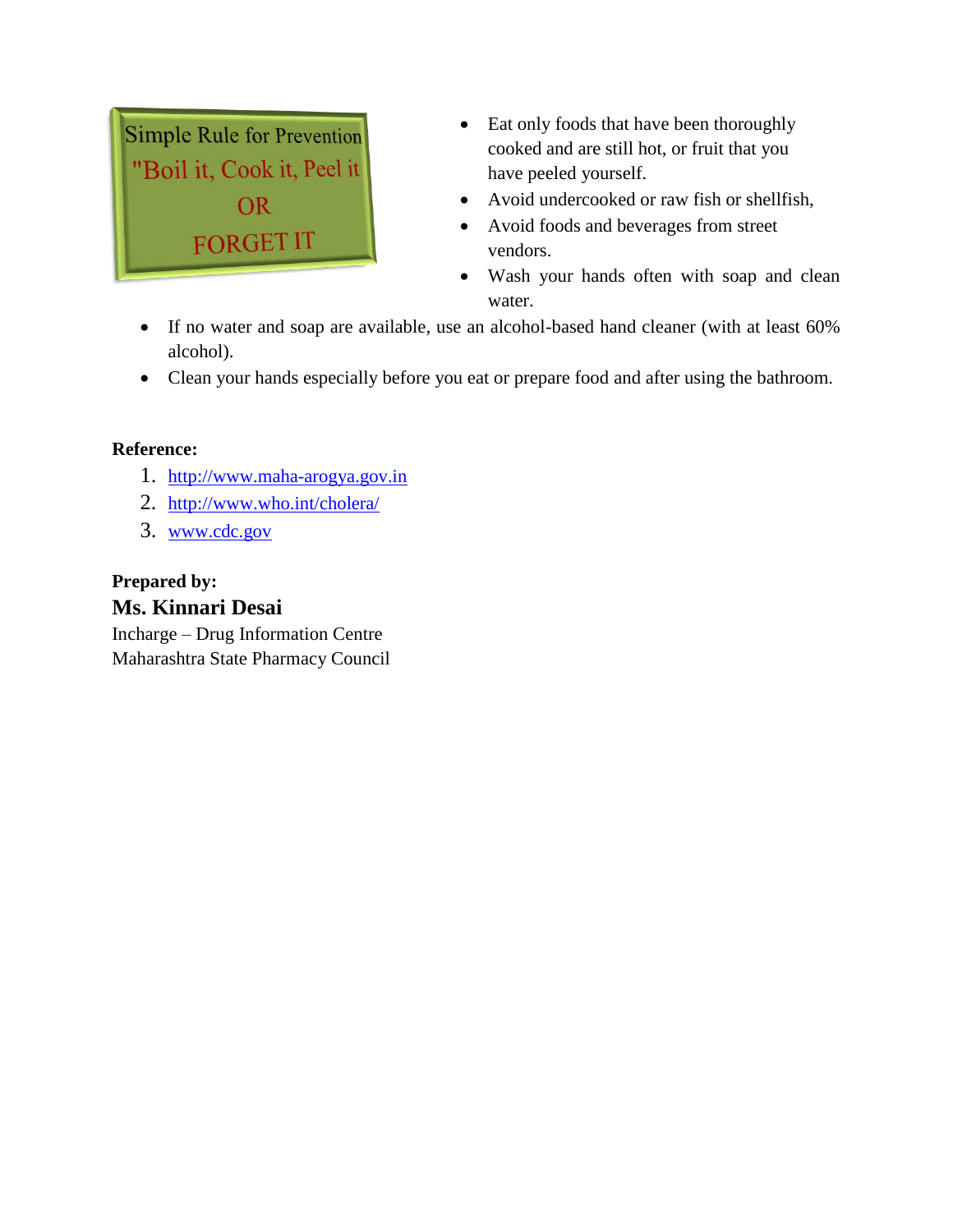Simple Rule for Prevention
"Boil it, Cook it, Peel it
OR
FORGET IT

- Eat only foods that have been thoroughly cooked and are still hot, or fruit that you have peeled yourself.
- Avoid undercooked or raw fish or shellfish,
- Avoid foods and beverages from street vendors.
- Wash your hands often with soap and clean water.
- If no water and soap are available, use an alcohol-based hand cleaner (with at least 60% alcohol).
- Clean your hands especially before you eat or prepare food and after using the bathroom.

**Reference:**

1. http://www.maha-arogya.gov.in
2. http://www.who.int/cholera/
3. www.cdc.gov

**Prepared by:**

**Ms. Kinnari Desai**

Incharge – Drug Information Centre
Maharashtra State Pharmacy Council